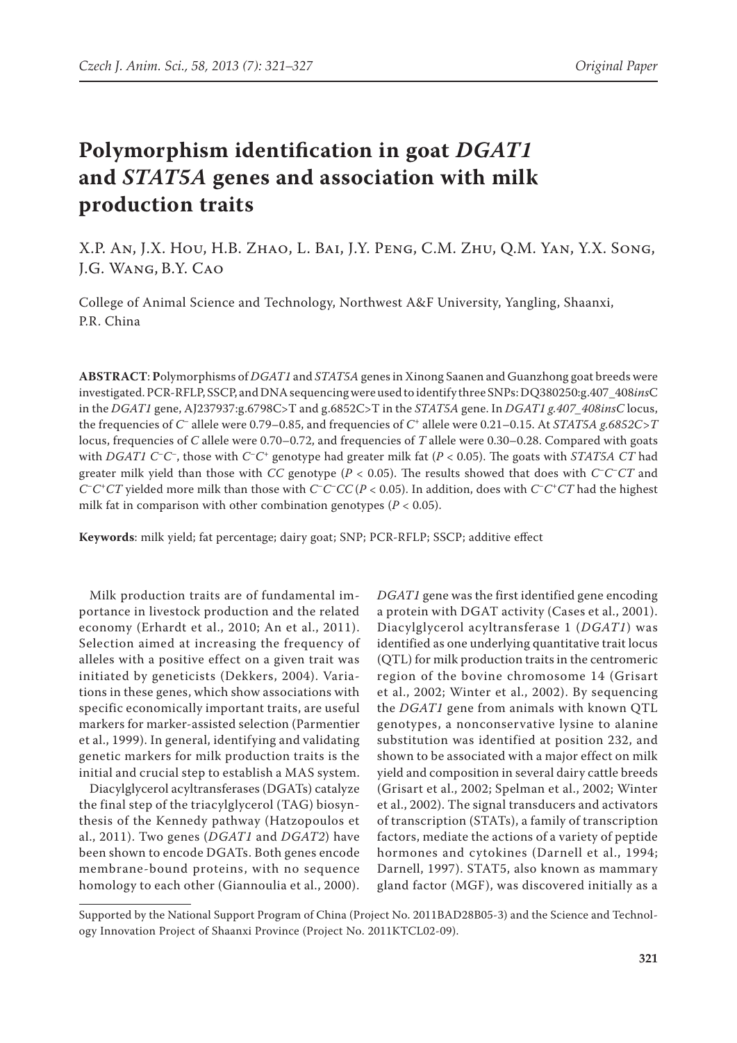# Polymorphism identification in goat *DGAT1* and *STAT5A* genes and association with milk production traits

X.P. An, J.X. Hou, H.B. Zhao, L. Bai, J.Y. Peng, C.M. Zhu, Q.M. Yan, Y.X. Song, J.G. Wang, B.Y. Cao

College of Animal Science and Technology, Northwest A&F University, Yangling, Shaanxi, P.R. China

**ABSTRACT**: Polymorphisms of *DGAT1* and *STAT5A* genes in Xinong Saanen and Guanzhong goat breeds were investigated. PCR-RFLP, SSCP, and DNA sequencing were used to identify three SNPs: DQ380250:g.407_408*ins*C in the *DGAT1* gene, AJ237937:g.6798C>T and g.6852C>T in the *STAT5A* gene. In *DGAT1 g.407_408insC* locus, the frequencies of $C^-$ allele were 0.79–0.85, and frequencies of $C^+$ allele were 0.21–0.15. At *STAT5A g.6852C>T* locus, frequencies of *C* allele were 0.70–0.72, and frequencies of *T* allele were 0.30–0.28. Compared with goats with *DGAT1* $C^-C^-$, those with $C^-C^+$ genotype had greater milk fat ($P < 0.05$). The goats with *STAT5A CT* had greater milk yield than those with *CC* genotype ($P < 0.05$). The results showed that does with $C^-C^-CT$ and $C^-C^+CT$ yielded more milk than those with $C^-C^-CC$ ($P < 0.05$). In addition, does with $C^-C^+CT$ had the highest milk fat in comparison with other combination genotypes ($P < 0.05$).

**Keywords**: milk yield; fat percentage; dairy goat; SNP; PCR-RFLP; SSCP; additive effect

Milk production traits are of fundamental importance in livestock production and the related economy (Erhardt et al., 2010; An et al., 2011). Selection aimed at increasing the frequency of alleles with a positive effect on a given trait was initiated by geneticists (Dekkers, 2004). Variations in these genes, which show associations with specific economically important traits, are useful markers for marker-assisted selection (Parmentier et al., 1999). In general, identifying and validating genetic markers for milk production traits is the initial and crucial step to establish a MAS system.

Diacylglycerol acyltransferases (DGATs) catalyze the final step of the triacylglycerol (TAG) biosynthesis of the Kennedy pathway (Hatzopoulos et al., 2011). Two genes (*DGAT1* and *DGAT2*) have been shown to encode DGATs. Both genes encode membrane-bound proteins, with no sequence homology to each other (Giannoulia et al., 2000). *DGAT1* gene was the first identified gene encoding a protein with DGAT activity (Cases et al., 2001). Diacylglycerol acyltransferase 1 (*DGAT1*) was identified as one underlying quantitative trait locus (QTL) for milk production traits in the centromeric region of the bovine chromosome 14 (Grisart et al., 2002; Winter et al., 2002). By sequencing the *DGAT1* gene from animals with known QTL genotypes, a nonconservative lysine to alanine substitution was identified at position 232, and shown to be associated with a major effect on milk yield and composition in several dairy cattle breeds (Grisart et al., 2002; Spelman et al., 2002; Winter et al., 2002). The signal transducers and activators of transcription (STATs), a family of transcription factors, mediate the actions of a variety of peptide hormones and cytokines (Darnell et al., 1994; Darnell, 1997). STAT5, also known as mammary gland factor (MGF), was discovered initially as a

Supported by the National Support Program of China (Project No. 2011BAD28B05-3) and the Science and Technology Innovation Project of Shaanxi Province (Project No. 2011KTCL02-09).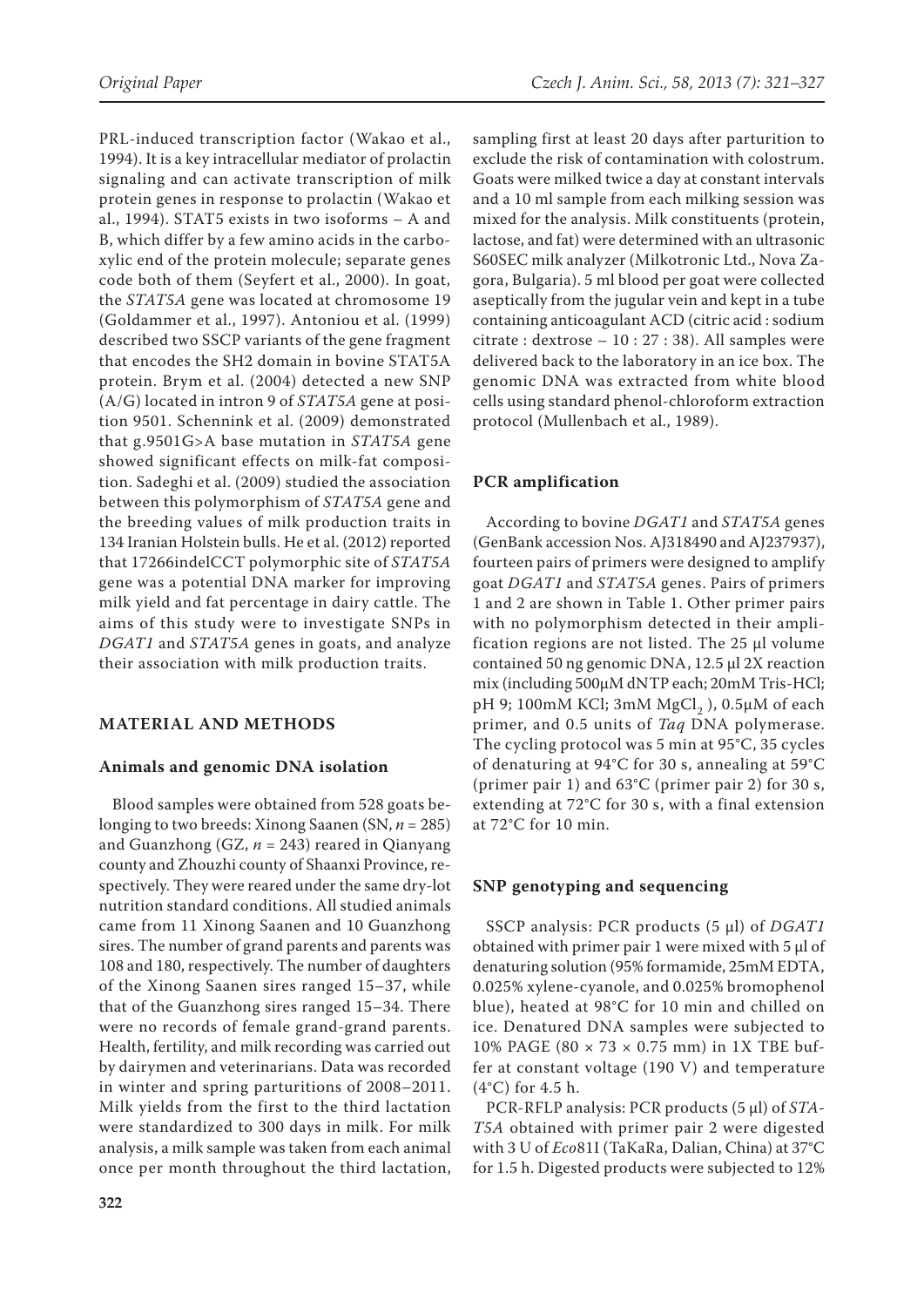PRL-induced transcription factor (Wakao et al., 1994). It is a key intracellular mediator of prolactin signaling and can activate transcription of milk protein genes in response to prolactin (Wakao et al., 1994). STAT5 exists in two isoforms – A and B, which differ by a few amino acids in the carboxylic end of the protein molecule; separate genes code both of them (Seyfert et al., 2000). In goat, the *STAT5A* gene was located at chromosome 19 (Goldammer et al., 1997). Antoniou et al. (1999) described two SSCP variants of the gene fragment that encodes the SH2 domain in bovine STAT5A protein. Brym et al. (2004) detected a new SNP (A/G) located in intron 9 of *STAT5A* gene at position 9501. Schennink et al. (2009) demonstrated that g.9501G>A base mutation in *STAT5A* gene showed significant effects on milk-fat composition. Sadeghi et al. (2009) studied the association between this polymorphism of *STAT5A* gene and the breeding values of milk production traits in 134 Iranian Holstein bulls. He et al. (2012) reported that 17266indelCCT polymorphic site of *STAT5A* gene was a potential DNA marker for improving milk yield and fat percentage in dairy cattle. The aims of this study were to investigate SNPs in *DGAT1* and *STAT5A* genes in goats, and analyze their association with milk production traits.

## MATERIAL AND METHODS

### Animals and genomic DNA isolation

Blood samples were obtained from 528 goats belonging to two breeds: Xinong Saanen (SN, $n = 285$) and Guanzhong (GZ, $n = 243$) reared in Qianyang county and Zhouzhi county of Shaanxi Province, respectively. They were reared under the same dry-lot nutrition standard conditions. All studied animals came from 11 Xinong Saanen and 10 Guanzhong sires. The number of grand parents and parents was 108 and 180, respectively. The number of daughters of the Xinong Saanen sires ranged 15–37, while that of the Guanzhong sires ranged 15–34. There were no records of female grand-grand parents. Health, fertility, and milk recording was carried out by dairymen and veterinarians. Data was recorded in winter and spring parturitions of 2008–2011. Milk yields from the first to the third lactation were standardized to 300 days in milk. For milk analysis, a milk sample was taken from each animal once per month throughout the third lactation, sampling first at least 20 days after parturition to exclude the risk of contamination with colostrum. Goats were milked twice a day at constant intervals and a 10 ml sample from each milking session was mixed for the analysis. Milk constituents (protein, lactose, and fat) were determined with an ultrasonic S60SEC milk analyzer (Milkotronic Ltd., Nova Zagora, Bulgaria). 5 ml blood per goat were collected aseptically from the jugular vein and kept in a tube containing anticoagulant ACD (citric acid : sodium citrate : dextrose – 10 : 27 : 38). All samples were delivered back to the laboratory in an ice box. The genomic DNA was extracted from white blood cells using standard phenol-chloroform extraction protocol (Mullenbach et al., 1989).

### PCR amplification

According to bovine *DGAT1* and *STAT5A* genes (GenBank accession Nos. AJ318490 and AJ237937), fourteen pairs of primers were designed to amplify goat *DGAT1* and *STAT5A* genes. Pairs of primers 1 and 2 are shown in Table 1. Other primer pairs with no polymorphism detected in their amplification regions are not listed. The 25 μl volume contained 50 ng genomic DNA, 12.5 μl 2X reaction mix (including 500μM dNTP each; 20mM Tris-HCl; pH 9; 100mM KCl; 3mM $MgCl_2$ ), 0.5μM of each primer, and 0.5 units of *Taq* DNA polymerase. The cycling protocol was 5 min at 95°C, 35 cycles of denaturing at 94°C for 30 s, annealing at 59°C (primer pair 1) and 63°C (primer pair 2) for 30 s, extending at 72°C for 30 s, with a final extension at 72°C for 10 min.

### SNP genotyping and sequencing

SSCP analysis: PCR products (5 μl) of *DGAT1* obtained with primer pair 1 were mixed with 5 μl of denaturing solution (95% formamide, 25mM EDTA, 0.025% xylene-cyanole, and 0.025% bromophenol blue), heated at 98°C for 10 min and chilled on ice. Denatured DNA samples were subjected to 10% PAGE (80 × 73 × 0.75 mm) in 1X TBE buffer at constant voltage (190 V) and temperature (4°C) for 4.5 h.

PCR-RFLP analysis: PCR products (5 μl) of *STAT5A* obtained with primer pair 2 were digested with 3 U of *Eco*81I (TaKaRa, Dalian, China) at 37°C for 1.5 h. Digested products were subjected to 12%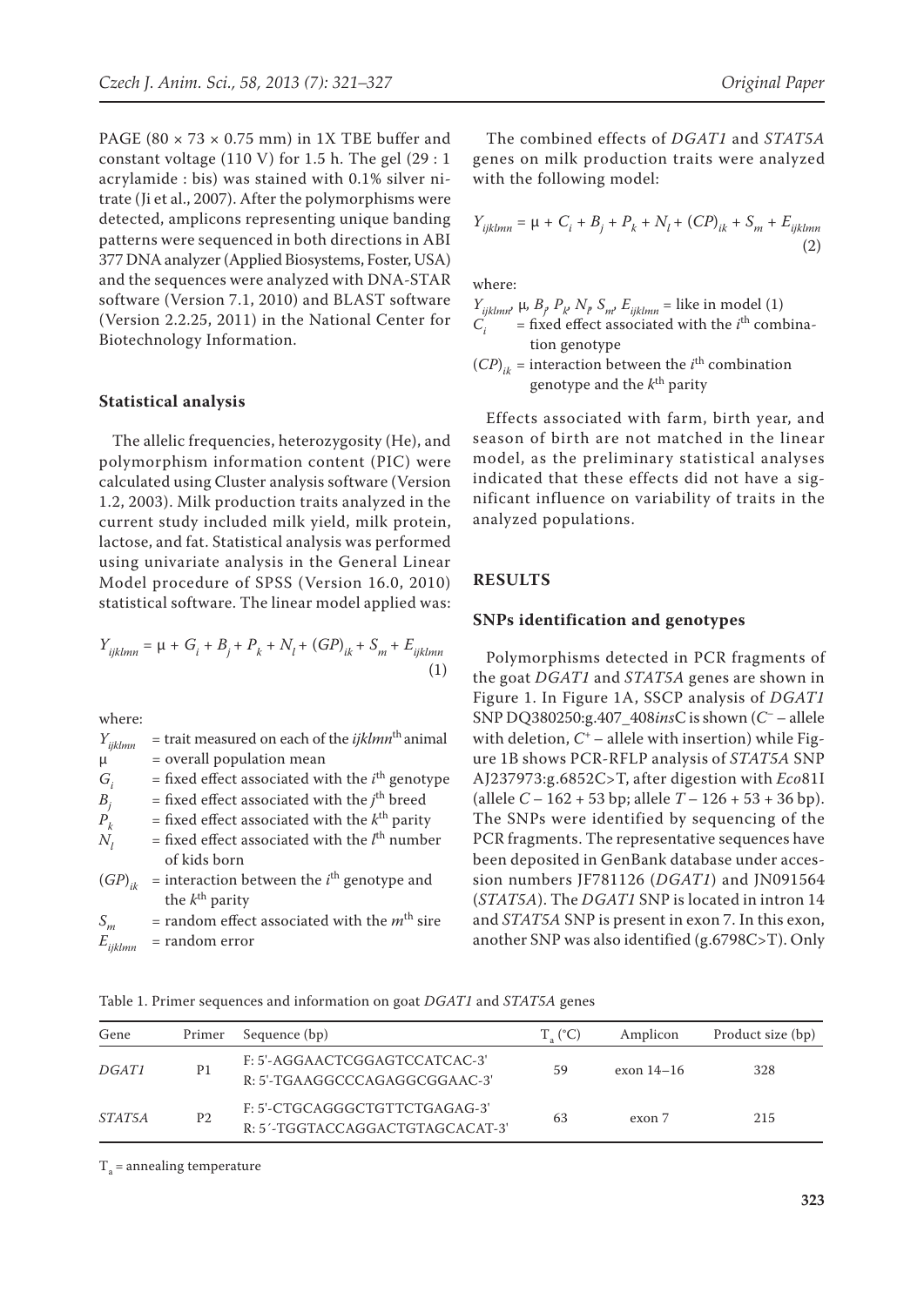PAGE (80 × 73 × 0.75 mm) in 1X TBE buffer and constant voltage (110 V) for 1.5 h. The gel (29 : 1 acrylamide : bis) was stained with 0.1% silver nitrate (Ji et al., 2007). After the polymorphisms were detected, amplicons representing unique banding patterns were sequenced in both directions in ABI 377 DNA analyzer (Applied Biosystems, Foster, USA) and the sequences were analyzed with DNA-STAR software (Version 7.1, 2010) and BLAST software (Version 2.2.25, 2011) in the National Center for Biotechnology Information.

### Statistical analysis

The allelic frequencies, heterozygosity (He), and polymorphism information content (PIC) were calculated using Cluster analysis software (Version 1.2, 2003). Milk production traits analyzed in the current study included milk yield, milk protein, lactose, and fat. Statistical analysis was performed using univariate analysis in the General Linear Model procedure of SPSS (Version 16.0, 2010) statistical software. The linear model applied was:

$$Y_{ijklmn} = \mu + G_i + B_j + P_k + N_l + (GP)_{ik} + S_m + E_{ijklmn} \quad (1)$$

where:

- $Y_{ijklmn}$ = trait measured on each of the *ijklmn*th animal
- $\mu$ = overall population mean
- $G_i$ = fixed effect associated with the $i^{th}$ genotype
- $B_j$ = fixed effect associated with the $j^{th}$ breed
- $P_k$ = fixed effect associated with the $k^{th}$ parity
- $N_l$ = fixed effect associated with the $l^{th}$ number of kids born
- $(GP)_{ik}$ = interaction between the $i^{th}$ genotype and the $k^{th}$ parity
- $S_m$ = random effect associated with the $m^{th}$ sire
- $E_{ijklmn}$ = random error

The combined effects of *DGAT1* and *STAT5A* genes on milk production traits were analyzed with the following model:

$$Y_{ijklmn} = \mu + C_i + B_j + P_k + N_l + (CP)_{ik} + S_m + E_{ijklmn} \quad (2)$$

where:

- $Y_{ijklmn}$, $\mu$, $B_j$, $P_k$, $N_l$, $S_m$, $E_{ijklmn}$ = like in model (1)
- $C_i$ = fixed effect associated with the $i^{th}$ combination genotype
- $(CP)_{ik}$ = interaction between the $i^{th}$ combination genotype and the $k^{th}$ parity

Effects associated with farm, birth year, and season of birth are not matched in the linear model, as the preliminary statistical analyses indicated that these effects did not have a significant influence on variability of traits in the analyzed populations.

## RESULTS

### SNPs identification and genotypes

Polymorphisms detected in PCR fragments of the goat *DGAT1* and *STAT5A* genes are shown in Figure 1. In Figure 1A, SSCP analysis of *DGAT1* SNP DQ380250:g.407_408*ins*C is shown ($C^-$ – allele with deletion, $C^+$ – allele with insertion) while Figure 1B shows PCR-RFLP analysis of *STAT5A* SNP AJ237973:g.6852C>T, after digestion with *Eco*81I (allele *C* – 162 + 53 bp; allele *T* – 126 + 53 + 36 bp). The SNPs were identified by sequencing of the PCR fragments. The representative sequences have been deposited in GenBank database under accession numbers JF781126 (*DGAT1*) and JN091564 (*STAT5A*). The *DGAT1* SNP is located in intron 14 and *STAT5A* SNP is present in exon 7. In this exon, another SNP was also identified (g.6798C>T). Only

Table 1. Primer sequences and information on goat *DGAT1* and *STAT5A* genes

| Gene | Primer | Sequence (bp) | $T_a$ (°C) | Amplicon | Product size (bp) |
|---|---|---|---|---|---|
| *DGAT1* | P1 | F: 5'-AGGAACTCGGAGTCCATCAC-3'<br>R: 5'-TGAAGGCCCAGAGGCGGAAC-3' | 59 | exon 14–16 | 328 |
| *STAT5A* | P2 | F: 5'-CTGCAGGGCTGTTCTGAGAG-3'<br>R: 5´-TGGTACCAGGACTGTAGCACAT-3' | 63 | exon 7 | 215 |

$T_a$ = annealing temperature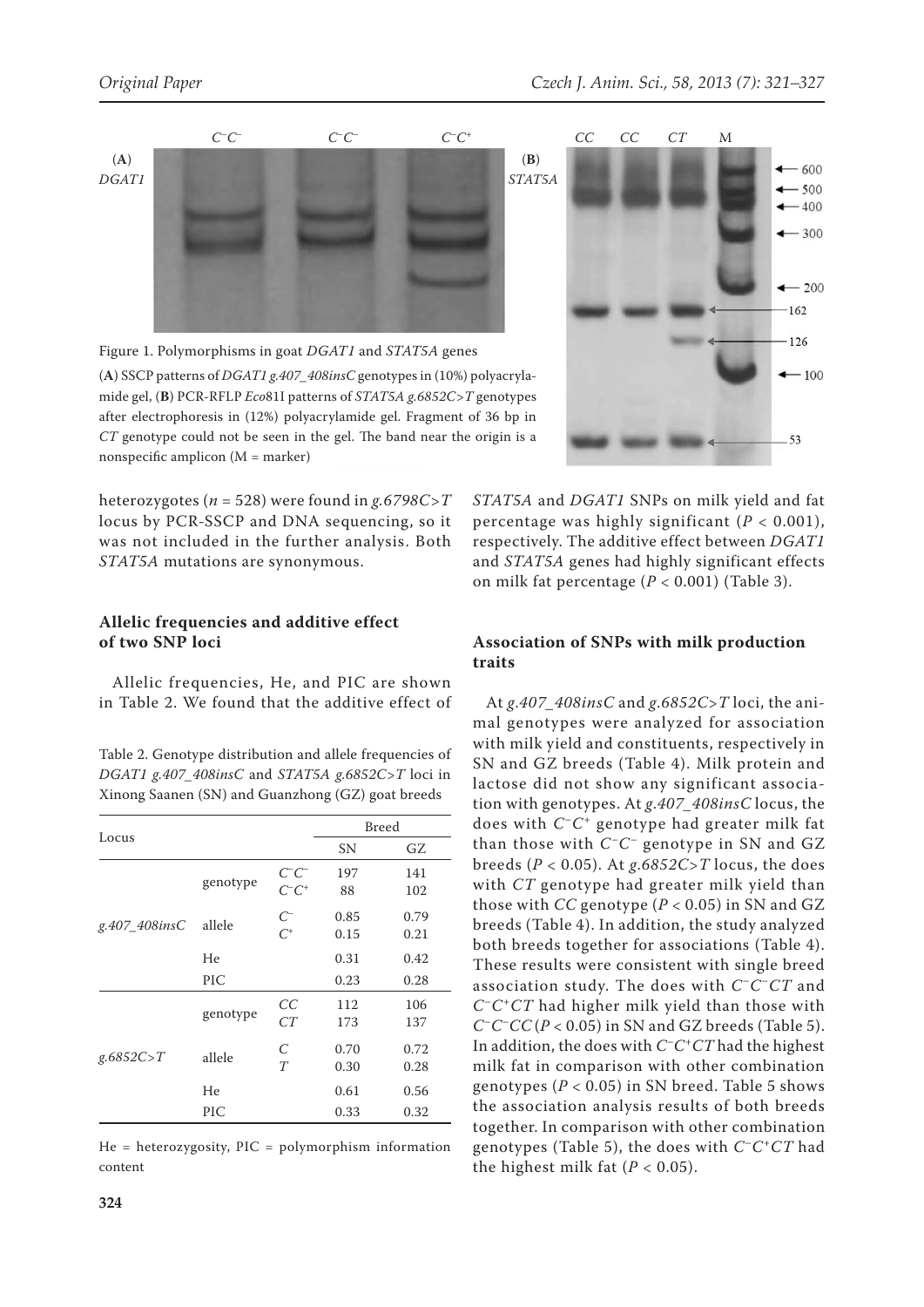Figure 1. Polymorphisms in goat *DGAT1* and *STAT5A* genes

(**A**) SSCP patterns of *DGAT1 g.407_408insC* genotypes in (10%) polyacrylamide gel, (**B**) PCR-RFLP *Eco*81I patterns of *STAT5A g.6852C>T* genotypes after electrophoresis in (12%) polyacrylamide gel. Fragment of 36 bp in *CT* genotype could not be seen in the gel. The band near the origin is a nonspecific amplicon (M = marker)

heterozygotes ($n$ = 528) were found in *g.6798C>T* locus by PCR-SSCP and DNA sequencing, so it was not included in the further analysis. Both *STAT5A* mutations are synonymous.

### Allelic frequencies and additive effect of two SNP loci

Allelic frequencies, He, and PIC are shown in Table 2. We found that the additive effect of *STAT5A* and *DGAT1* SNPs on milk yield and fat percentage was highly significant ($P$ < 0.001), respectively. The additive effect between *DGAT1* and *STAT5A* genes had highly significant effects on milk fat percentage ($P$ < 0.001) (Table 3).

Table 2. Genotype distribution and allele frequencies of *DGAT1 g.407_408insC* and *STAT5A g.6852C>T* loci in Xinong Saanen (SN) and Guanzhong (GZ) goat breeds

| Locus | | | Breed | |
|---|---|---|---|---|
| | | | SN | GZ |
| *g.407_408insC* | genotype | $C^-C^-$ | 197 | 141 |
| | | $C^-C^+$ | 88 | 102 |
| | allele | $C^-$ | 0.85 | 0.79 |
| | | $C^+$ | 0.15 | 0.21 |
| | He | | 0.31 | 0.42 |
| | PIC | | 0.23 | 0.28 |
| *g.6852C>T* | genotype | *CC* | 112 | 106 |
| | | *CT* | 173 | 137 |
| | allele | *C* | 0.70 | 0.72 |
| | | *T* | 0.30 | 0.28 |
| | He | | 0.61 | 0.56 |
| | PIC | | 0.33 | 0.32 |

He = heterozygosity, PIC = polymorphism information content

### Association of SNPs with milk production traits

At *g.407_408insC* and *g.6852C>T* loci, the animal genotypes were analyzed for association with milk yield and constituents, respectively in SN and GZ breeds (Table 4). Milk protein and lactose did not show any significant association with genotypes. At *g.407_408insC* locus, the does with $C^-C^+$ genotype had greater milk fat than those with $C^-C^-$ genotype in SN and GZ breeds ($P$ < 0.05). At *g.6852C>T* locus, the does with *CT* genotype had greater milk yield than those with *CC* genotype ($P$ < 0.05) in SN and GZ breeds (Table 4). In addition, the study analyzed both breeds together for associations (Table 4). These results were consistent with single breed association study. The does with $C^-C^-CT$ and $C^-C^+CT$ had higher milk yield than those with $C^-C^-CC$ ($P$ < 0.05) in SN and GZ breeds (Table 5). In addition, the does with $C^-C^+CT$ had the highest milk fat in comparison with other combination genotypes ($P$ < 0.05) in SN breed. Table 5 shows the association analysis results of both breeds together. In comparison with other combination genotypes (Table 5), the does with $C^-C^+CT$ had the highest milk fat ($P$ < 0.05).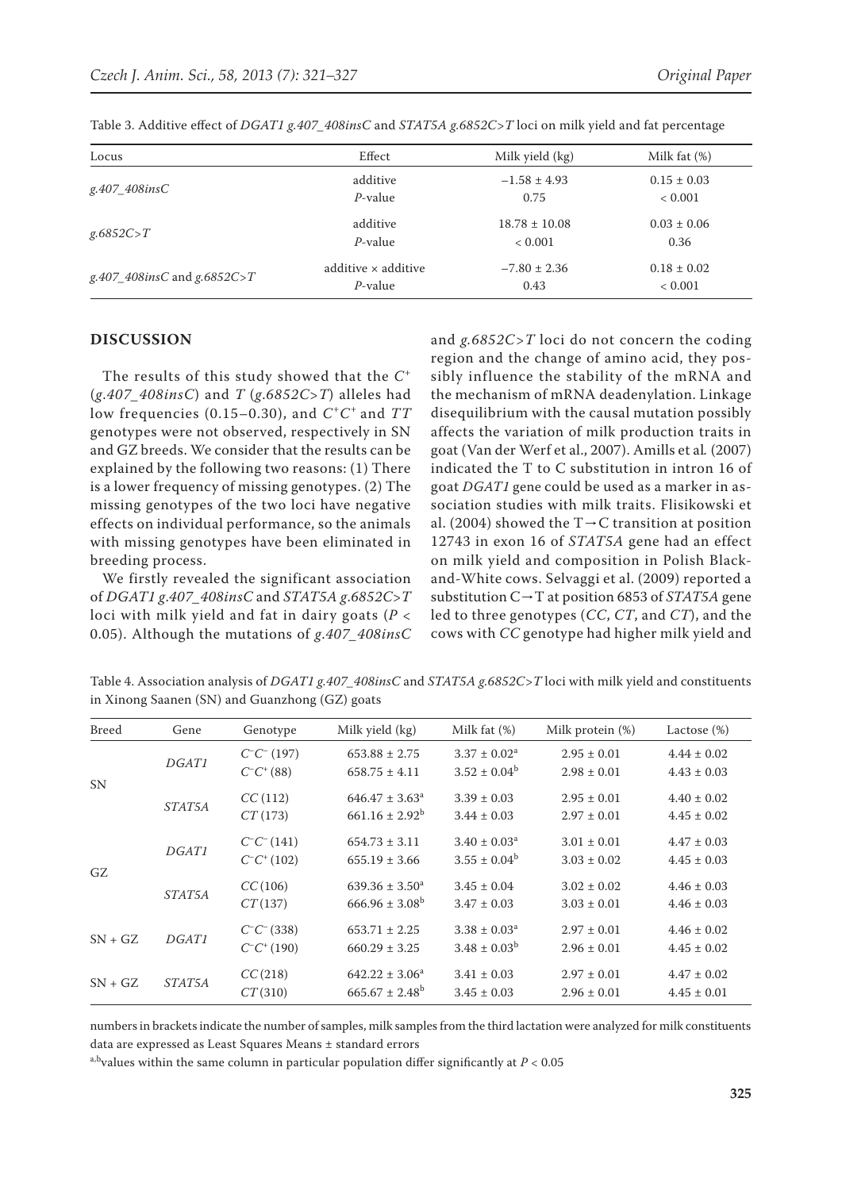Table 3. Additive effect of *DGAT1 g.407_408insC* and *STAT5A g.6852C>T* loci on milk yield and fat percentage

| Locus | Effect | Milk yield (kg) | Milk fat (%) |
|---|---|---|---|
| *g.407_408insC* | additive | −1.58 ± 4.93 | 0.15 ± 0.03 |
| | *P*-value | 0.75 | < 0.001 |
| *g.6852C>T* | additive | 18.78 ± 10.08 | 0.03 ± 0.06 |
| | *P*-value | < 0.001 | 0.36 |
| *g.407_408insC* and *g.6852C>T* | additive × additive | −7.80 ± 2.36 | 0.18 ± 0.02 |
| | *P*-value | 0.43 | < 0.001 |

## DISCUSSION

The results of this study showed that the $C^+$ (*g.407_408insC*) and *T* (*g.6852C>T*) alleles had low frequencies (0.15–0.30), and $C^+C^+$ and *TT* genotypes were not observed, respectively in SN and GZ breeds. We consider that the results can be explained by the following two reasons: (1) There is a lower frequency of missing genotypes. (2) The missing genotypes of the two loci have negative effects on individual performance, so the animals with missing genotypes have been eliminated in breeding process.

We firstly revealed the significant association of *DGAT1 g.407_408insC* and *STAT5A g.6852C>T* loci with milk yield and fat in dairy goats ($P < 0.05$). Although the mutations of *g.407_408insC* and *g.6852C>T* loci do not concern the coding region and the change of amino acid, they possibly influence the stability of the mRNA and the mechanism of mRNA deadenylation. Linkage disequilibrium with the causal mutation possibly affects the variation of milk production traits in goat (Van der Werf et al., 2007). Amills et al*.* (2007) indicated the T to C substitution in intron 16 of goat *DGAT1* gene could be used as a marker in association studies with milk traits. Flisikowski et al. (2004) showed the T→C transition at position 12743 in exon 16 of *STAT5A* gene had an effect on milk yield and composition in Polish Black-and-White cows. Selvaggi et al. (2009) reported a substitution C→T at position 6853 of *STAT5A* gene led to three genotypes (*CC*, *CT*, and *CT*), and the cows with *CC* genotype had higher milk yield and

Table 4. Association analysis of *DGAT1 g.407_408insC* and *STAT5A g.6852C>T* loci with milk yield and constituents in Xinong Saanen (SN) and Guanzhong (GZ) goats

| Breed | Gene | Genotype | Milk yield (kg) | Milk fat (%) | Milk protein (%) | Lactose (%) |
|---|---|---|---|---|---|---|
| SN | *DGAT1* | $C^-C^-$ (197) | 653.88 ± 2.75 | 3.37 ± 0.02$^a$ | 2.95 ± 0.01 | 4.44 ± 0.02 |
| | | $C^-C^+$ (88) | 658.75 ± 4.11 | 3.52 ± 0.04$^b$ | 2.98 ± 0.01 | 4.43 ± 0.03 |
| | *STAT5A* | *CC* (112) | 646.47 ± 3.63$^a$ | 3.39 ± 0.03 | 2.95 ± 0.01 | 4.40 ± 0.02 |
| | | *CT* (173) | 661.16 ± 2.92$^b$ | 3.44 ± 0.03 | 2.97 ± 0.01 | 4.45 ± 0.02 |
| GZ | *DGAT1* | $C^-C^-$ (141) | 654.73 ± 3.11 | 3.40 ± 0.03$^a$ | 3.01 ± 0.01 | 4.47 ± 0.03 |
| | | $C^-C^+$ (102) | 655.19 ± 3.66 | 3.55 ± 0.04$^b$ | 3.03 ± 0.02 | 4.45 ± 0.03 |
| | *STAT5A* | *CC* (106) | 639.36 ± 3.50$^a$ | 3.45 ± 0.04 | 3.02 ± 0.02 | 4.46 ± 0.03 |
| | | *CT* (137) | 666.96 ± 3.08$^b$ | 3.47 ± 0.03 | 3.03 ± 0.01 | 4.46 ± 0.03 |
| SN + GZ | *DGAT1* | $C^-C^-$ (338) | 653.71 ± 2.25 | 3.38 ± 0.03$^a$ | 2.97 ± 0.01 | 4.46 ± 0.02 |
| | | $C^-C^+$ (190) | 660.29 ± 3.25 | 3.48 ± 0.03$^b$ | 2.96 ± 0.01 | 4.45 ± 0.02 |
| SN + GZ | *STAT5A* | *CC* (218) | 642.22 ± 3.06$^a$ | 3.41 ± 0.03 | 2.97 ± 0.01 | 4.47 ± 0.02 |
| | | *CT* (310) | 665.67 ± 2.48$^b$ | 3.45 ± 0.03 | 2.96 ± 0.01 | 4.45 ± 0.01 |

numbers in brackets indicate the number of samples, milk samples from the third lactation were analyzed for milk constituents

data are expressed as Least Squares Means ± standard errors

a,b values within the same column in particular population differ significantly at $P < 0.05$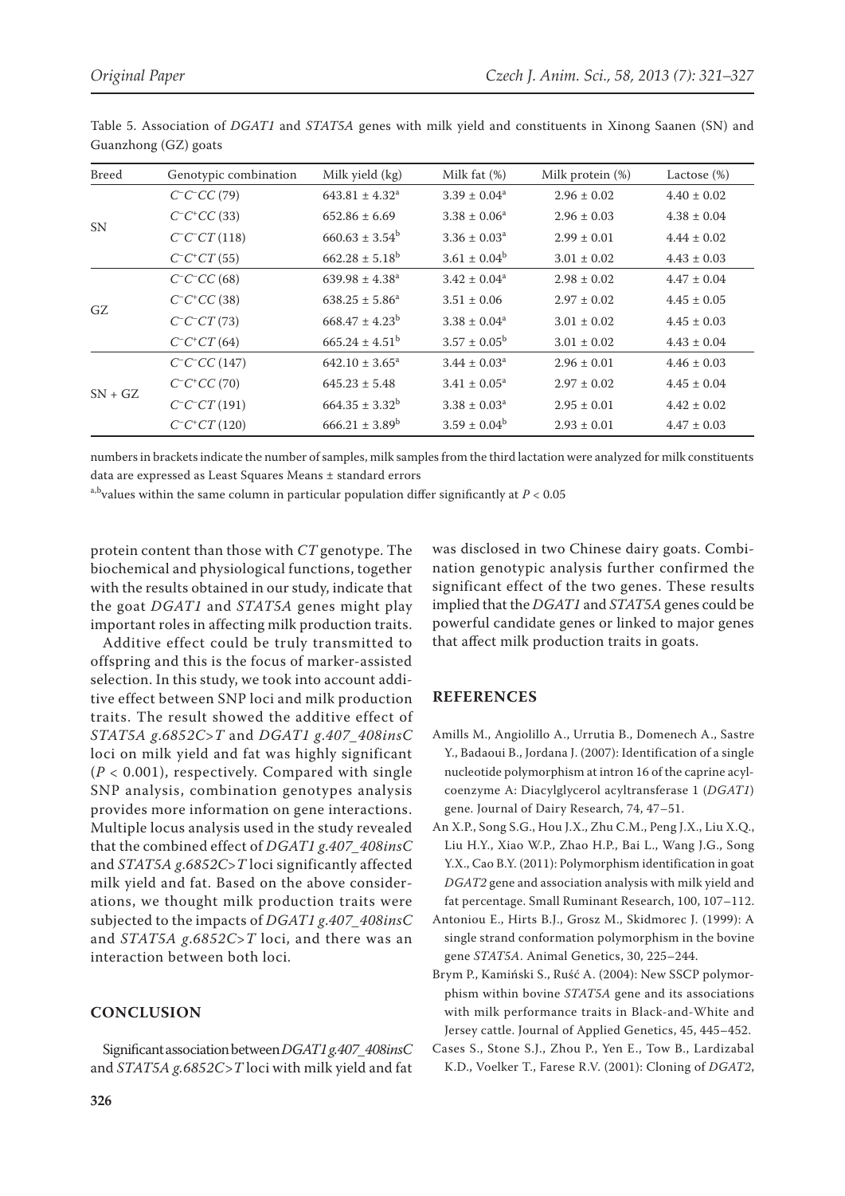Table 5. Association of *DGAT1* and *STAT5A* genes with milk yield and constituents in Xinong Saanen (SN) and Guanzhong (GZ) goats

| Breed | Genotypic combination | Milk yield (kg) | Milk fat (%) | Milk protein (%) | Lactose (%) |
|---|---|---|---|---|---|
| SN | $C^-C^-CC$ (79) | $643.81 \pm 4.32^a$ | $3.39 \pm 0.04^a$ | $2.96 \pm 0.02$ | $4.40 \pm 0.02$ |
| | $C^-C^+CC$ (33) | $652.86 \pm 6.69$ | $3.38 \pm 0.06^a$ | $2.96 \pm 0.03$ | $4.38 \pm 0.04$ |
| | $C^-C^-CT$ (118) | $660.63 \pm 3.54^b$ | $3.36 \pm 0.03^a$ | $2.99 \pm 0.01$ | $4.44 \pm 0.02$ |
| | $C^-C^+CT$ (55) | $662.28 \pm 5.18^b$ | $3.61 \pm 0.04^b$ | $3.01 \pm 0.02$ | $4.43 \pm 0.03$ |
| GZ | $C^-C^-CC$ (68) | $639.98 \pm 4.38^a$ | $3.42 \pm 0.04^a$ | $2.98 \pm 0.02$ | $4.47 \pm 0.04$ |
| | $C^-C^+CC$ (38) | $638.25 \pm 5.86^a$ | $3.51 \pm 0.06$ | $2.97 \pm 0.02$ | $4.45 \pm 0.05$ |
| | $C^-C^-CT$ (73) | $668.47 \pm 4.23^b$ | $3.38 \pm 0.04^a$ | $3.01 \pm 0.02$ | $4.45 \pm 0.03$ |
| | $C^-C^+CT$ (64) | $665.24 \pm 4.51^b$ | $3.57 \pm 0.05^b$ | $3.01 \pm 0.02$ | $4.43 \pm 0.04$ |
| SN + GZ | $C^-C^-CC$ (147) | $642.10 \pm 3.65^a$ | $3.44 \pm 0.03^a$ | $2.96 \pm 0.01$ | $4.46 \pm 0.03$ |
| | $C^-C^+CC$ (70) | $645.23 \pm 5.48$ | $3.41 \pm 0.05^a$ | $2.97 \pm 0.02$ | $4.45 \pm 0.04$ |
| | $C^-C^-CT$ (191) | $664.35 \pm 3.32^b$ | $3.38 \pm 0.03^a$ | $2.95 \pm 0.01$ | $4.42 \pm 0.02$ |
| | $C^-C^+CT$ (120) | $666.21 \pm 3.89^b$ | $3.59 \pm 0.04^b$ | $2.93 \pm 0.01$ | $4.47 \pm 0.03$ |

numbers in brackets indicate the number of samples, milk samples from the third lactation were analyzed for milk constituents data are expressed as Least Squares Means ± standard errors

[a,b]values within the same column in particular population differ significantly at $P < 0.05$

protein content than those with *CT* genotype. The biochemical and physiological functions, together with the results obtained in our study, indicate that the goat *DGAT1* and *STAT5A* genes might play important roles in affecting milk production traits.

Additive effect could be truly transmitted to offspring and this is the focus of marker-assisted selection. In this study, we took into account additive effect between SNP loci and milk production traits. The result showed the additive effect of *STAT5A g.6852C>T* and *DGAT1 g.407_408insC* loci on milk yield and fat was highly significant ($P < 0.001$), respectively. Compared with single SNP analysis, combination genotypes analysis provides more information on gene interactions. Multiple locus analysis used in the study revealed that the combined effect of *DGAT1 g.407_408insC* and *STAT5A g.6852C>T* loci significantly affected milk yield and fat. Based on the above considerations, we thought milk production traits were subjected to the impacts of *DGAT1 g.407_408insC* and *STAT5A g.6852C>T* loci, and there was an interaction between both loci.

## CONCLUSION

Significant association between *DGAT1 g.407_408insC* and *STAT5A g.6852C>T* loci with milk yield and fat was disclosed in two Chinese dairy goats. Combination genotypic analysis further confirmed the significant effect of the two genes. These results implied that the *DGAT1* and *STAT5A* genes could be powerful candidate genes or linked to major genes that affect milk production traits in goats.

## REFERENCES

Amills M., Angiolillo A., Urrutia B., Domenech A., Sastre Y., Badaoui B., Jordana J. (2007): Identification of a single nucleotide polymorphism at intron 16 of the caprine acyl-coenzyme A: Diacylglycerol acyltransferase 1 (*DGAT1*) gene. Journal of Dairy Research, 74, 47–51.

An X.P., Song S.G., Hou J.X., Zhu C.M., Peng J.X., Liu X.Q., Liu H.Y., Xiao W.P., Zhao H.P., Bai L., Wang J.G., Song Y.X., Cao B.Y. (2011): Polymorphism identification in goat *DGAT2* gene and association analysis with milk yield and fat percentage. Small Ruminant Research, 100, 107–112.

Antoniou E., Hirts B.J., Grosz M., Skidmorec J. (1999): A single strand conformation polymorphism in the bovine gene *STAT5A*. Animal Genetics, 30, 225–244.

Brym P., Kamiński S., Ruść A. (2004): New SSCP polymorphism within bovine *STAT5A* gene and its associations with milk performance traits in Black-and-White and Jersey cattle. Journal of Applied Genetics, 45, 445–452.

Cases S., Stone S.J., Zhou P., Yen E., Tow B., Lardizabal K.D., Voelker T., Farese R.V. (2001): Cloning of *DGAT2*,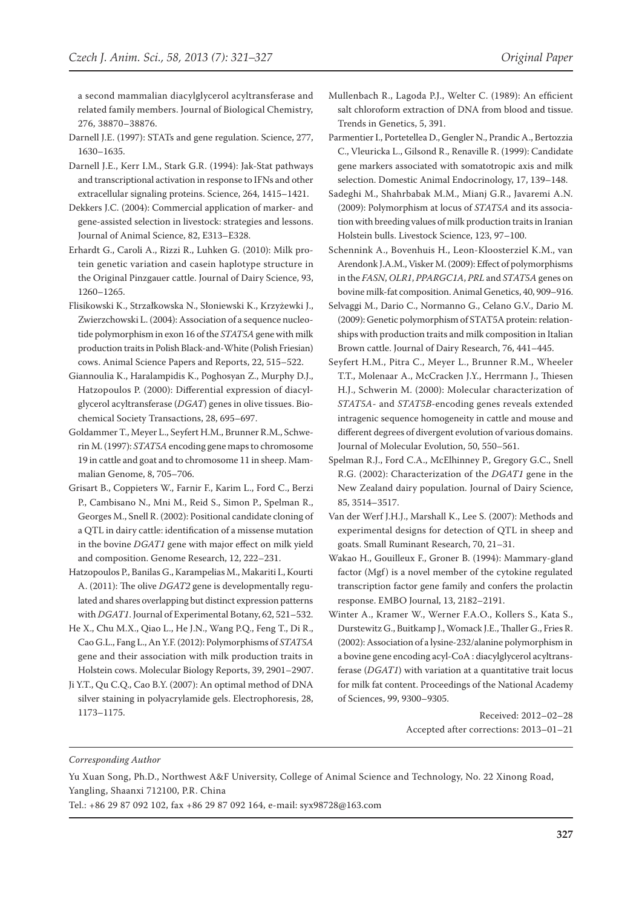a second mammalian diacylglycerol acyltransferase and related family members. Journal of Biological Chemistry, 276, 38870–38876.

Darnell J.E. (1997): STATs and gene regulation. Science, 277, 1630–1635.

Darnell J.E., Kerr I.M., Stark G.R. (1994): Jak-Stat pathways and transcriptional activation in response to IFNs and other extracellular signaling proteins. Science, 264, 1415–1421.

Dekkers J.C. (2004): Commercial application of marker- and gene-assisted selection in livestock: strategies and lessons. Journal of Animal Science, 82, E313–E328.

Erhardt G., Caroli A., Rizzi R., Luhken G. (2010): Milk protein genetic variation and casein haplotype structure in the Original Pinzgauer cattle. Journal of Dairy Science, 93, 1260–1265.

Flisikowski K., Strzałkowska N., Słoniewski K., Krzyżewki J., Zwierzchowski L. (2004): Association of a sequence nucleotide polymorphism in exon 16 of the *STAT5A* gene with milk production traits in Polish Black-and-White (Polish Friesian) cows. Animal Science Papers and Reports, 22, 515–522.

Giannoulia K., Haralampidis K., Poghosyan Z., Murphy D.J., Hatzopoulos P. (2000): Differential expression of diacylglycerol acyltransferase (*DGAT*) genes in olive tissues. Biochemical Society Transactions, 28, 695–697.

Goldammer T., Meyer L., Seyfert H.M., Brunner R.M., Schwerin M. (1997): *STAT5A* encoding gene maps to chromosome 19 in cattle and goat and to chromosome 11 in sheep. Mammalian Genome, 8, 705–706.

Grisart B., Coppieters W., Farnir F., Karim L., Ford C., Berzi P., Cambisano N., Mni M., Reid S., Simon P., Spelman R., Georges M., Snell R. (2002): Positional candidate cloning of a QTL in dairy cattle: identification of a missense mutation in the bovine *DGAT1* gene with major effect on milk yield and composition. Genome Research, 12, 222–231.

Hatzopoulos P., Banilas G., Karampelias M., Makariti I., Kourti A. (2011): The olive *DGAT2* gene is developmentally regulated and shares overlapping but distinct expression patterns with *DGAT1*. Journal of Experimental Botany, 62, 521–532.

He X., Chu M.X., Qiao L., He J.N., Wang P.Q., Feng T., Di R., Cao G.L., Fang L., An Y.F. (2012): Polymorphisms of *STAT5A* gene and their association with milk production traits in Holstein cows. Molecular Biology Reports, 39, 2901–2907.

Ji Y.T., Qu C.Q., Cao B.Y. (2007): An optimal method of DNA silver staining in polyacrylamide gels. Electrophoresis, 28, 1173–1175.

Mullenbach R., Lagoda P.J., Welter C. (1989): An efficient salt chloroform extraction of DNA from blood and tissue. Trends in Genetics, 5, 391.

Parmentier I., Portetellea D., Gengler N., Prandic A., Bertozzia C., Vleuricka L., Gilsond R., Renaville R. (1999): Candidate gene markers associated with somatotropic axis and milk selection. Domestic Animal Endocrinology, 17, 139–148.

Sadeghi M., Shahrbabak M.M., Mianj G.R., Javaremi A.N. (2009): Polymorphism at locus of *STAT5A* and its association with breeding values of milk production traits in Iranian Holstein bulls. Livestock Science, 123, 97–100.

Schennink A., Bovenhuis H., Leon-Kloosterziel K.M., van Arendonk J.A.M., Visker M. (2009): Effect of polymorphisms in the *FASN*, *OLR1*, *PPARGC1A*, *PRL* and *STAT5A* genes on bovine milk-fat composition. Animal Genetics, 40, 909–916.

Selvaggi M., Dario C., Normanno G., Celano G.V., Dario M. (2009): Genetic polymorphism of STAT5A protein: relationships with production traits and milk composition in Italian Brown cattle. Journal of Dairy Research, 76, 441–445.

Seyfert H.M., Pitra C., Meyer L., Brunner R.M., Wheeler T.T., Molenaar A., McCracken J.Y., Herrmann J., Thiesen H.J., Schwerin M. (2000): Molecular characterization of *STAT5A*- and *STAT5B*-encoding genes reveals extended intragenic sequence homogeneity in cattle and mouse and different degrees of divergent evolution of various domains. Journal of Molecular Evolution, 50, 550–561.

Spelman R.J., Ford C.A., McElhinney P., Gregory G.C., Snell R.G. (2002): Characterization of the *DGAT1* gene in the New Zealand dairy population. Journal of Dairy Science, 85, 3514–3517.

Van der Werf J.H.J., Marshall K., Lee S. (2007): Methods and experimental designs for detection of QTL in sheep and goats. Small Ruminant Research, 70, 21–31.

Wakao H., Gouilleux F., Groner B. (1994): Mammary-gland factor (Mgf) is a novel member of the cytokine regulated transcription factor gene family and confers the prolactin response. EMBO Journal, 13, 2182–2191.

Winter A., Kramer W., Werner F.A.O., Kollers S., Kata S., Durstewitz G., Buitkamp J., Womack J.E., Thaller G., Fries R. (2002): Association of a lysine-232/alanine polymorphism in a bovine gene encoding acyl-CoA : diacylglycerol acyltransferase (*DGAT1*) with variation at a quantitative trait locus for milk fat content. Proceedings of the National Academy of Sciences, 99, 9300–9305.

Received: 2012–02–28
Accepted after corrections: 2013–01–21

*Corresponding Author*

Yu Xuan Song, Ph.D., Northwest A&F University, College of Animal Science and Technology, No. 22 Xinong Road, Yangling, Shaanxi 712100, P.R. China

Tel.: +86 29 87 092 102, fax +86 29 87 092 164, e-mail: syx98728@163.com